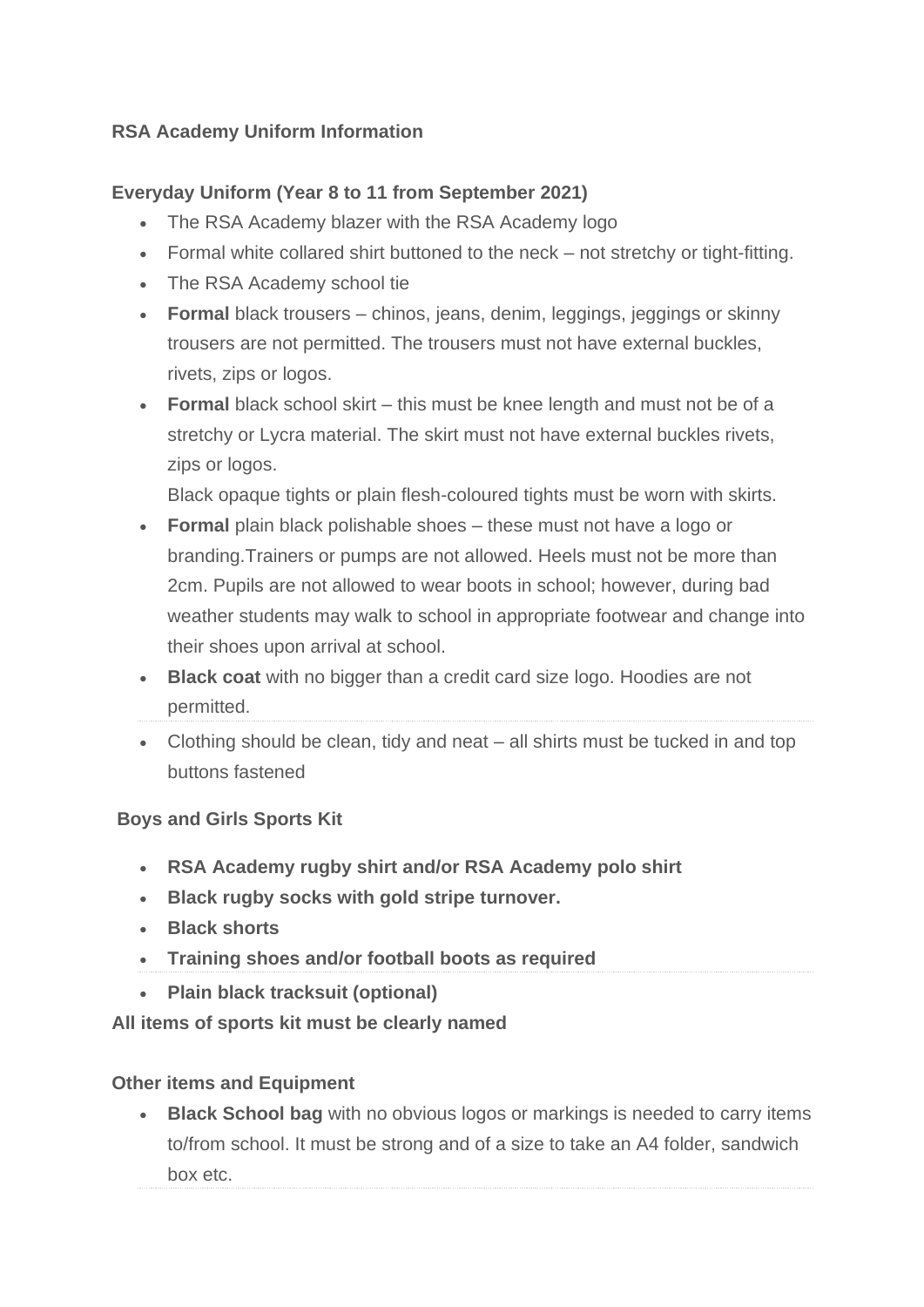**RSA Academy Uniform Information**

**Everyday Uniform (Year 8 to 11 from September 2021)**

- The RSA Academy blazer with the RSA Academy logo
- Formal white collared shirt buttoned to the neck – not stretchy or tight-fitting.
- The RSA Academy school tie
- **Formal** black trousers – chinos, jeans, denim, leggings, jeggings or skinny trousers are not permitted. The trousers must not have external buckles, rivets, zips or logos.
- **Formal** black school skirt – this must be knee length and must not be of a stretchy or Lycra material. The skirt must not have external buckles rivets, zips or logos.

  Black opaque tights or plain flesh-coloured tights must be worn with skirts.
- **Formal** plain black polishable shoes – these must not have a logo or branding.Trainers or pumps are not allowed. Heels must not be more than 2cm. Pupils are not allowed to wear boots in school; however, during bad weather students may walk to school in appropriate footwear and change into their shoes upon arrival at school.
- **Black coat** with no bigger than a credit card size logo. Hoodies are not permitted.
- Clothing should be clean, tidy and neat – all shirts must be tucked in and top buttons fastened

**Boys and Girls Sports Kit**

- **RSA Academy rugby shirt and/or RSA Academy polo shirt**
- **Black rugby socks with gold stripe turnover.**
- **Black shorts**
- **Training shoes and/or football boots as required**
- **Plain black tracksuit (optional)**

**All items of sports kit must be clearly named**

**Other items and Equipment**

- **Black School bag** with no obvious logos or markings is needed to carry items to/from school. It must be strong and of a size to take an A4 folder, sandwich box etc.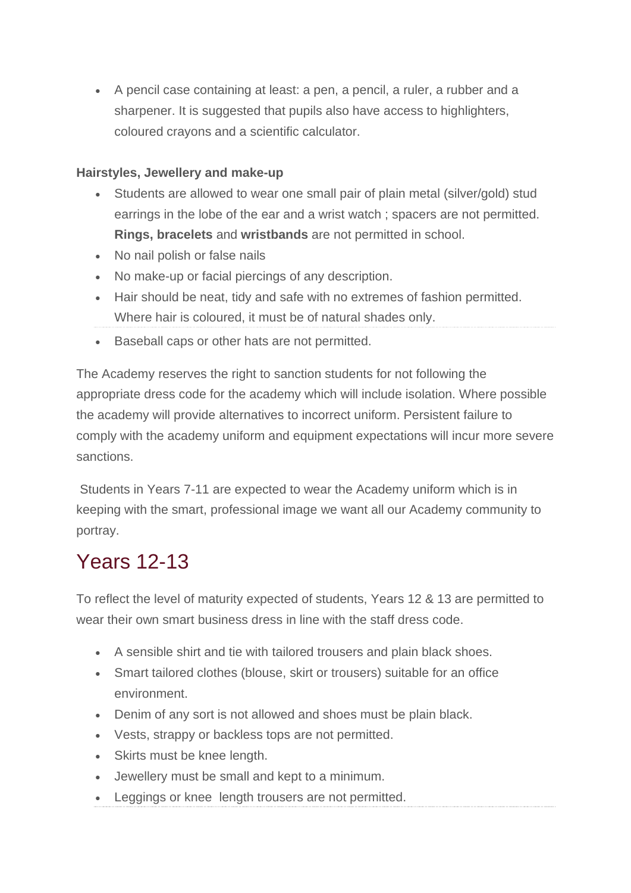- A pencil case containing at least: a pen, a pencil, a ruler, a rubber and a sharpener. It is suggested that pupils also have access to highlighters, coloured crayons and a scientific calculator.

**Hairstyles, Jewellery and make-up**

- Students are allowed to wear one small pair of plain metal (silver/gold) stud earrings in the lobe of the ear and a wrist watch ; spacers are not permitted. **Rings, bracelets** and **wristbands** are not permitted in school.
- No nail polish or false nails
- No make-up or facial piercings of any description.
- Hair should be neat, tidy and safe with no extremes of fashion permitted. Where hair is coloured, it must be of natural shades only.
- Baseball caps or other hats are not permitted.

The Academy reserves the right to sanction students for not following the appropriate dress code for the academy which will include isolation. Where possible the academy will provide alternatives to incorrect uniform. Persistent failure to comply with the academy uniform and equipment expectations will incur more severe sanctions.

Students in Years 7-11 are expected to wear the Academy uniform which is in keeping with the smart, professional image we want all our Academy community to portray.

## Years 12-13

To reflect the level of maturity expected of students, Years 12 & 13 are permitted to wear their own smart business dress in line with the staff dress code.

- A sensible shirt and tie with tailored trousers and plain black shoes.
- Smart tailored clothes (blouse, skirt or trousers) suitable for an office environment.
- Denim of any sort is not allowed and shoes must be plain black.
- Vests, strappy or backless tops are not permitted.
- Skirts must be knee length.
- Jewellery must be small and kept to a minimum.
- Leggings or knee length trousers are not permitted.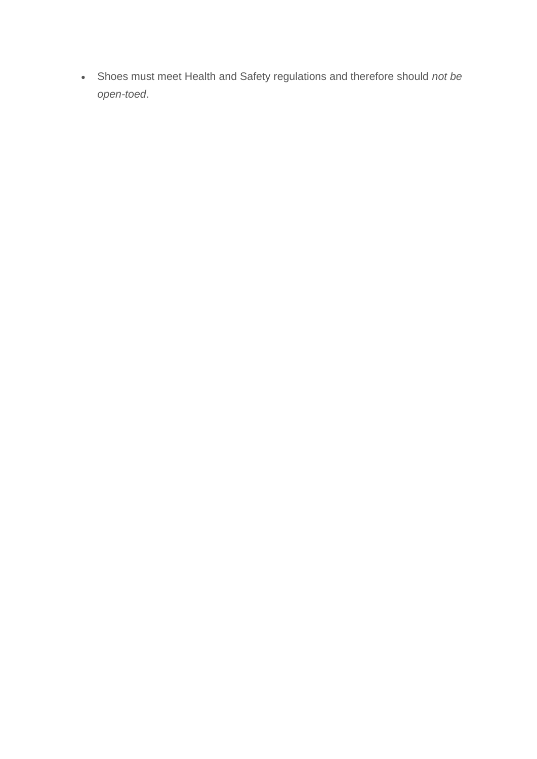- Shoes must meet Health and Safety regulations and therefore should *not be open-toed*.